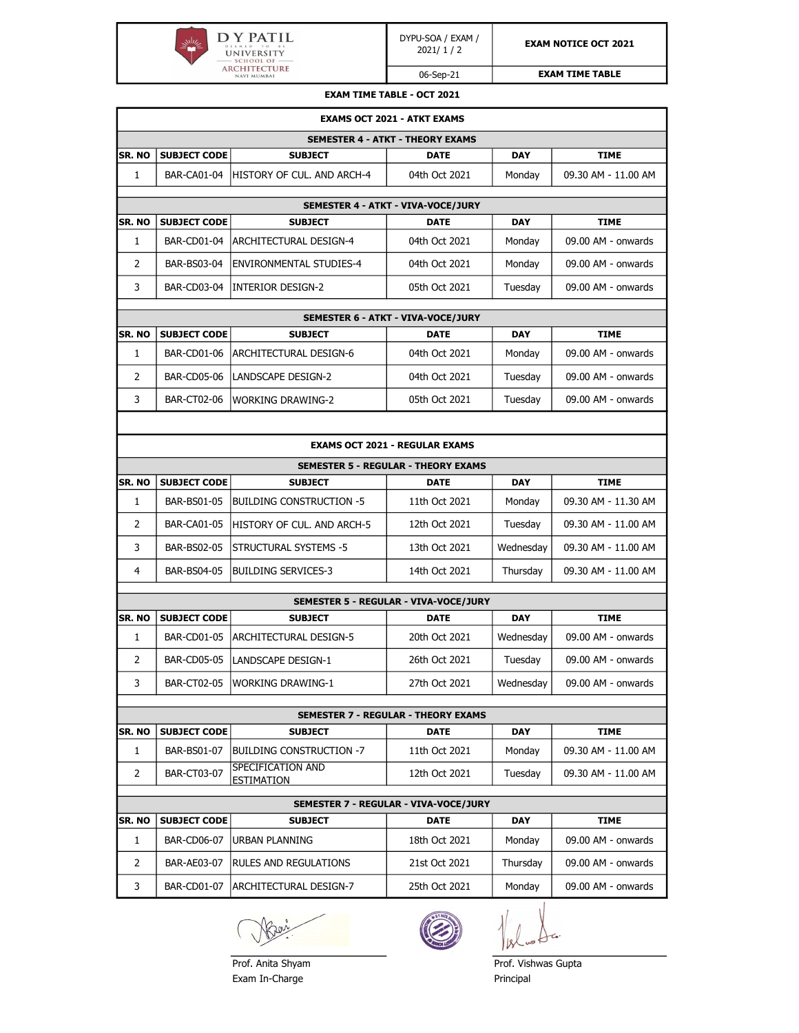| D Y PATIL UNIVERSITY SCHOOL OF ARCHITECTURE NAVI MUMBAI | DYPU-SOA / EXAM / 2021/ 1 / 2 | EXAM NOTICE OCT 2021 |
|---|---|---|
| | 06-Sep-21 | EXAM TIME TABLE |

**EXAM TIME TABLE - OCT 2021**

## EXAMS OCT 2021 - ATKT EXAMS

### SEMESTER 4 - ATKT - THEORY EXAMS

| SR. NO | SUBJECT CODE | SUBJECT | DATE | DAY | TIME |
|---|---|---|---|---|---|
| 1 | BAR-CA01-04 | HISTORY OF CUL. AND ARCH-4 | 04th Oct 2021 | Monday | 09.30 AM - 11.00 AM |

### SEMESTER 4 - ATKT - VIVA-VOCE/JURY

| SR. NO | SUBJECT CODE | SUBJECT | DATE | DAY | TIME |
|---|---|---|---|---|---|
| 1 | BAR-CD01-04 | ARCHITECTURAL DESIGN-4 | 04th Oct 2021 | Monday | 09.00 AM - onwards |
| 2 | BAR-BS03-04 | ENVIRONMENTAL STUDIES-4 | 04th Oct 2021 | Monday | 09.00 AM - onwards |
| 3 | BAR-CD03-04 | INTERIOR DESIGN-2 | 05th Oct 2021 | Tuesday | 09.00 AM - onwards |

### SEMESTER 6 - ATKT - VIVA-VOCE/JURY

| SR. NO | SUBJECT CODE | SUBJECT | DATE | DAY | TIME |
|---|---|---|---|---|---|
| 1 | BAR-CD01-06 | ARCHITECTURAL DESIGN-6 | 04th Oct 2021 | Monday | 09.00 AM - onwards |
| 2 | BAR-CD05-06 | LANDSCAPE DESIGN-2 | 04th Oct 2021 | Tuesday | 09.00 AM - onwards |
| 3 | BAR-CT02-06 | WORKING DRAWING-2 | 05th Oct 2021 | Tuesday | 09.00 AM - onwards |

## EXAMS OCT 2021 - REGULAR EXAMS

### SEMESTER 5 - REGULAR - THEORY EXAMS

| SR. NO | SUBJECT CODE | SUBJECT | DATE | DAY | TIME |
|---|---|---|---|---|---|
| 1 | BAR-BS01-05 | BUILDING CONSTRUCTION -5 | 11th Oct 2021 | Monday | 09.30 AM - 11.30 AM |
| 2 | BAR-CA01-05 | HISTORY OF CUL. AND ARCH-5 | 12th Oct 2021 | Tuesday | 09.30 AM - 11.00 AM |
| 3 | BAR-BS02-05 | STRUCTURAL SYSTEMS -5 | 13th Oct 2021 | Wednesday | 09.30 AM - 11.00 AM |
| 4 | BAR-BS04-05 | BUILDING SERVICES-3 | 14th Oct 2021 | Thursday | 09.30 AM - 11.00 AM |

### SEMESTER 5 - REGULAR - VIVA-VOCE/JURY

| SR. NO | SUBJECT CODE | SUBJECT | DATE | DAY | TIME |
|---|---|---|---|---|---|
| 1 | BAR-CD01-05 | ARCHITECTURAL DESIGN-5 | 20th Oct 2021 | Wednesday | 09.00 AM - onwards |
| 2 | BAR-CD05-05 | LANDSCAPE DESIGN-1 | 26th Oct 2021 | Tuesday | 09.00 AM - onwards |
| 3 | BAR-CT02-05 | WORKING DRAWING-1 | 27th Oct 2021 | Wednesday | 09.00 AM - onwards |

### SEMESTER 7 - REGULAR - THEORY EXAMS

| SR. NO | SUBJECT CODE | SUBJECT | DATE | DAY | TIME |
|---|---|---|---|---|---|
| 1 | BAR-BS01-07 | BUILDING CONSTRUCTION -7 | 11th Oct 2021 | Monday | 09.30 AM - 11.00 AM |
| 2 | BAR-CT03-07 | SPECIFICATION AND ESTIMATION | 12th Oct 2021 | Tuesday | 09.30 AM - 11.00 AM |

### SEMESTER 7 - REGULAR - VIVA-VOCE/JURY

| SR. NO | SUBJECT CODE | SUBJECT | DATE | DAY | TIME |
|---|---|---|---|---|---|
| 1 | BAR-CD06-07 | URBAN PLANNING | 18th Oct 2021 | Monday | 09.00 AM - onwards |
| 2 | BAR-AE03-07 | RULES AND REGULATIONS | 21st Oct 2021 | Thursday | 09.00 AM - onwards |
| 3 | BAR-CD01-07 | ARCHITECTURAL DESIGN-7 | 25th Oct 2021 | Monday | 09.00 AM - onwards |

Prof. Anita Shyam
Exam In-Charge

Prof. Vishwas Gupta
Principal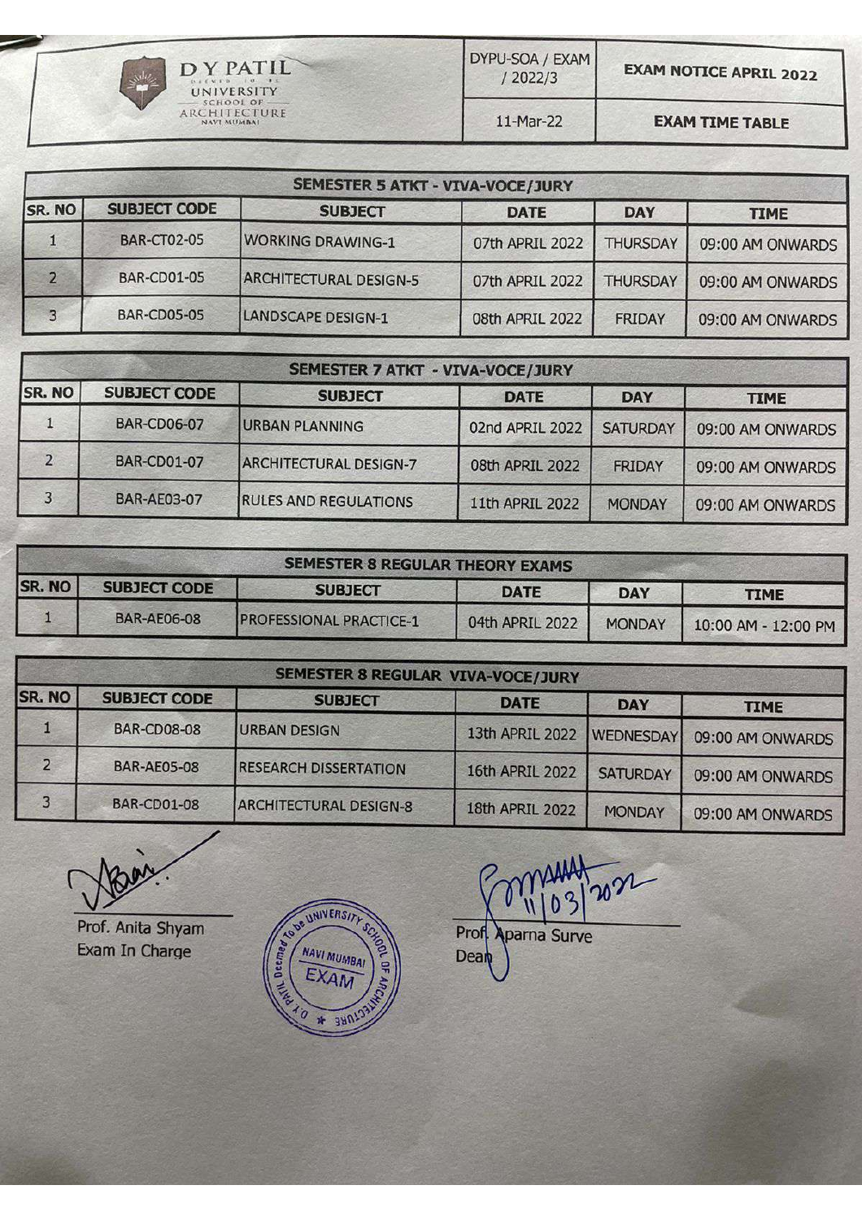| | | |
|---|---|---|
| D Y PATIL UNIVERSITY SCHOOL OF ARCHITECTURE NAVI MUMBAI | DYPU-SOA / EXAM / 2022/3 | EXAM NOTICE APRIL 2022 |
| | 11-Mar-22 | EXAM TIME TABLE |

### SEMESTER 5 ATKT - VIVA-VOCE/JURY

| SR. NO | SUBJECT CODE | SUBJECT | DATE | DAY | TIME |
|---|---|---|---|---|---|
| 1 | BAR-CT02-05 | WORKING DRAWING-1 | 07th APRIL 2022 | THURSDAY | 09:00 AM ONWARDS |
| 2 | BAR-CD01-05 | ARCHITECTURAL DESIGN-5 | 07th APRIL 2022 | THURSDAY | 09:00 AM ONWARDS |
| 3 | BAR-CD05-05 | LANDSCAPE DESIGN-1 | 08th APRIL 2022 | FRIDAY | 09:00 AM ONWARDS |

### SEMESTER 7 ATKT - VIVA-VOCE/JURY

| SR. NO | SUBJECT CODE | SUBJECT | DATE | DAY | TIME |
|---|---|---|---|---|---|
| 1 | BAR-CD06-07 | URBAN PLANNING | 02nd APRIL 2022 | SATURDAY | 09:00 AM ONWARDS |
| 2 | BAR-CD01-07 | ARCHITECTURAL DESIGN-7 | 08th APRIL 2022 | FRIDAY | 09:00 AM ONWARDS |
| 3 | BAR-AE03-07 | RULES AND REGULATIONS | 11th APRIL 2022 | MONDAY | 09:00 AM ONWARDS |

### SEMESTER 8 REGULAR THEORY EXAMS

| SR. NO | SUBJECT CODE | SUBJECT | DATE | DAY | TIME |
|---|---|---|---|---|---|
| 1 | BAR-AE06-08 | PROFESSIONAL PRACTICE-1 | 04th APRIL 2022 | MONDAY | 10:00 AM - 12:00 PM |

### SEMESTER 8 REGULAR VIVA-VOCE/JURY

| SR. NO | SUBJECT CODE | SUBJECT | DATE | DAY | TIME |
|---|---|---|---|---|---|
| 1 | BAR-CD08-08 | URBAN DESIGN | 13th APRIL 2022 | WEDNESDAY | 09:00 AM ONWARDS |
| 2 | BAR-AE05-08 | RESEARCH DISSERTATION | 16th APRIL 2022 | SATURDAY | 09:00 AM ONWARDS |
| 3 | BAR-CD01-08 | ARCHITECTURAL DESIGN-8 | 18th APRIL 2022 | MONDAY | 09:00 AM ONWARDS |

Prof. Anita Shyam
Exam In Charge

D.Y. PATIL Deemed to be UNIVERSITY SCHOOL OF ARCHITECTURE NAVI MUMBAI EXAM

11/03/2022

Prof. Aparna Surve
Dean